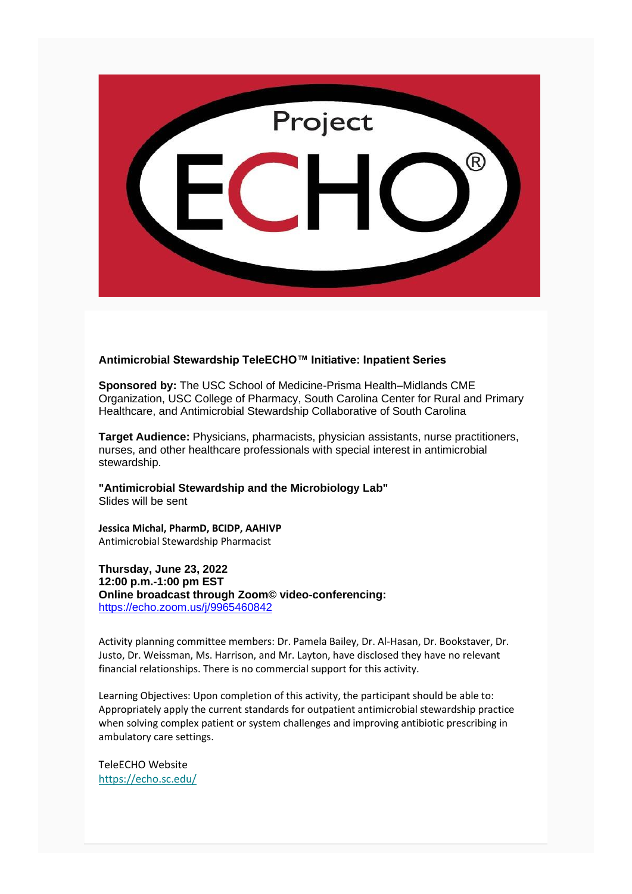Project ECHO®

**Antimicrobial Stewardship TeleECHO™ Initiative: Inpatient Series**

**Sponsored by:** The USC School of Medicine-Prisma Health–Midlands CME Organization, USC College of Pharmacy, South Carolina Center for Rural and Primary Healthcare, and Antimicrobial Stewardship Collaborative of South Carolina

**Target Audience:** Physicians, pharmacists, physician assistants, nurse practitioners, nurses, and other healthcare professionals with special interest in antimicrobial stewardship.

**"Antimicrobial Stewardship and the Microbiology Lab"**
Slides will be sent

**Jessica Michal, PharmD, BCIDP, AAHIVP**
Antimicrobial Stewardship Pharmacist

**Thursday, June 23, 2022**
**12:00 p.m.-1:00 pm EST**
**Online broadcast through Zoom© video-conferencing:**
https://echo.zoom.us/j/9965460842

Activity planning committee members: Dr. Pamela Bailey, Dr. Al-Hasan, Dr. Bookstaver, Dr. Justo, Dr. Weissman, Ms. Harrison, and Mr. Layton, have disclosed they have no relevant financial relationships. There is no commercial support for this activity.

Learning Objectives: Upon completion of this activity, the participant should be able to: Appropriately apply the current standards for outpatient antimicrobial stewardship practice when solving complex patient or system challenges and improving antibiotic prescribing in ambulatory care settings.

TeleECHO Website
https://echo.sc.edu/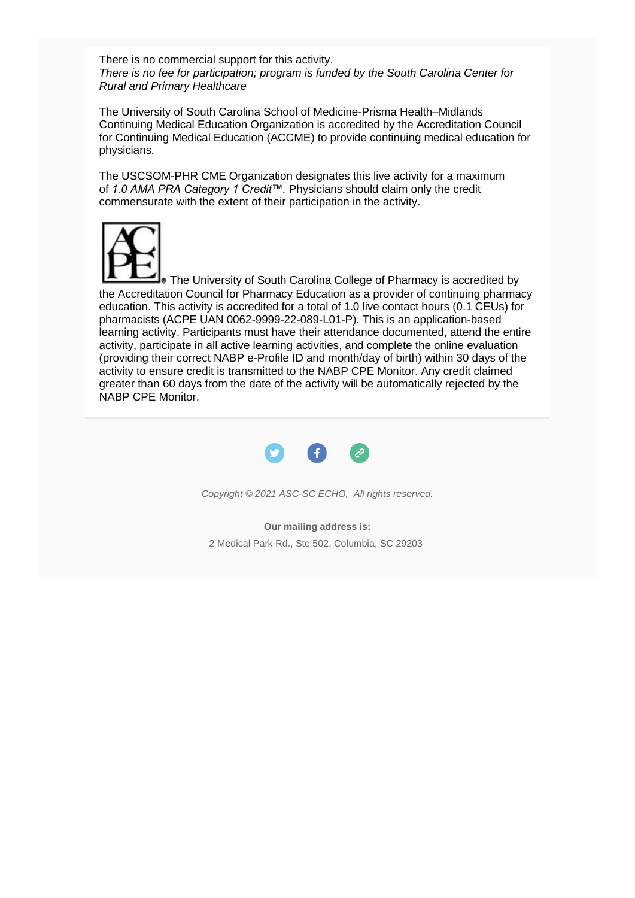There is no commercial support for this activity.
*There is no fee for participation; program is funded by the South Carolina Center for Rural and Primary Healthcare*

The University of South Carolina School of Medicine-Prisma Health–Midlands Continuing Medical Education Organization is accredited by the Accreditation Council for Continuing Medical Education (ACCME) to provide continuing medical education for physicians.

The USCSOM-PHR CME Organization designates this live activity for a maximum of *1.0 AMA PRA Category 1 Credit*™. Physicians should claim only the credit commensurate with the extent of their participation in the activity.

The University of South Carolina College of Pharmacy is accredited by the Accreditation Council for Pharmacy Education as a provider of continuing pharmacy education. This activity is accredited for a total of 1.0 live contact hours (0.1 CEUs) for pharmacists (ACPE UAN 0062-9999-22-089-L01-P). This is an application-based learning activity. Participants must have their attendance documented, attend the entire activity, participate in all active learning activities, and complete the online evaluation (providing their correct NABP e-Profile ID and month/day of birth) within 30 days of the activity to ensure credit is transmitted to the NABP CPE Monitor. Any credit claimed greater than 60 days from the date of the activity will be automatically rejected by the NABP CPE Monitor.

*Copyright © 2021 ASC-SC ECHO, All rights reserved.*

**Our mailing address is:**

2 Medical Park Rd., Ste 502, Columbia, SC 29203